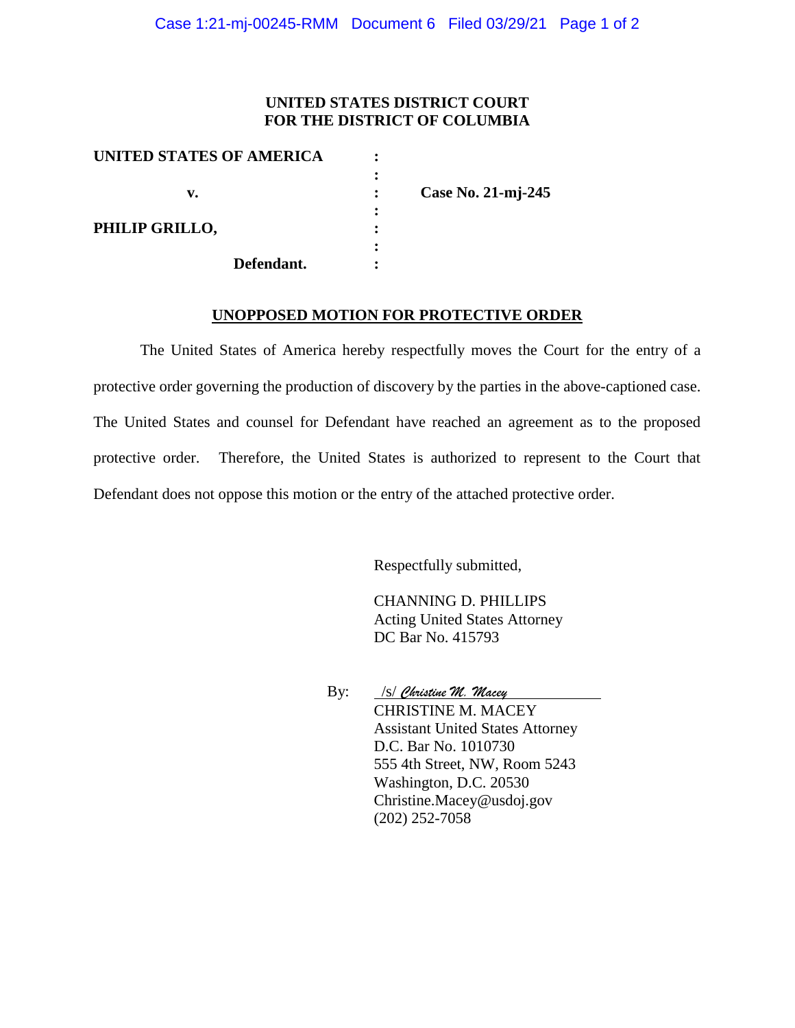**UNITED STATES DISTRICT COURT**
**FOR THE DISTRICT OF COLUMBIA**

| | | |
|---|---|---|
| **UNITED STATES OF AMERICA** | : | |
| | : | |
| **v.** | : | **Case No. 21-mj-245** |
| | : | |
| **PHILIP GRILLO,** | : | |
| | : | |
| **Defendant.** | : | |

## UNOPPOSED MOTION FOR PROTECTIVE ORDER

The United States of America hereby respectfully moves the Court for the entry of a protective order governing the production of discovery by the parties in the above-captioned case. The United States and counsel for Defendant have reached an agreement as to the proposed protective order. Therefore, the United States is authorized to represent to the Court that Defendant does not oppose this motion or the entry of the attached protective order.

Respectfully submitted,

CHANNING D. PHILLIPS
Acting United States Attorney
DC Bar No. 415793

By: /s/ *Christine M. Macey*
CHRISTINE M. MACEY
Assistant United States Attorney
D.C. Bar No. 1010730
555 4th Street, NW, Room 5243
Washington, D.C. 20530
Christine.Macey@usdoj.gov
(202) 252-7058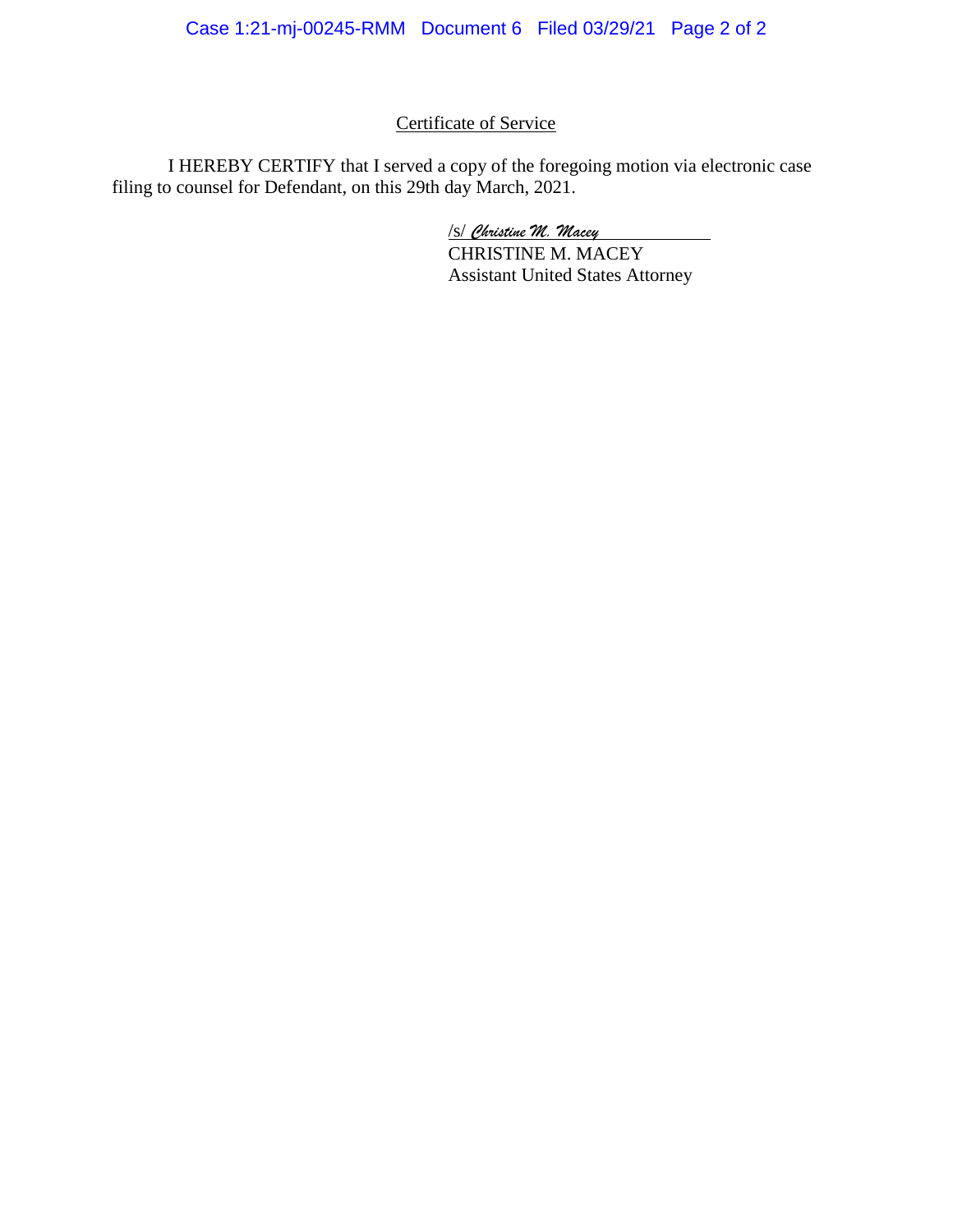Certificate of Service

I HEREBY CERTIFY that I served a copy of the foregoing motion via electronic case filing to counsel for Defendant, on this 29th day March, 2021.

/s/ *Christine M. Macey*
CHRISTINE M. MACEY
Assistant United States Attorney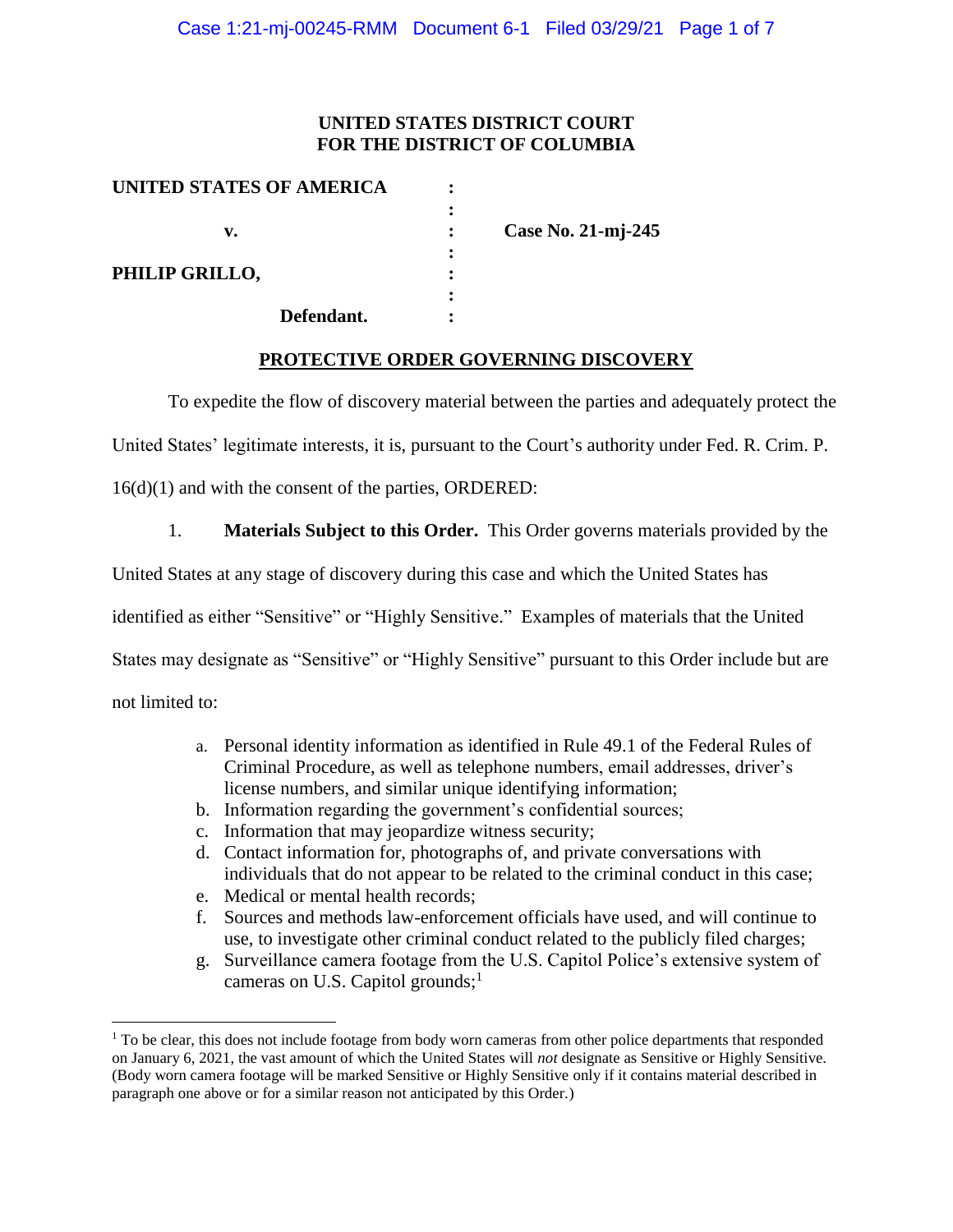**UNITED STATES DISTRICT COURT**
**FOR THE DISTRICT OF COLUMBIA**

| | | |
|---|---|---|
| **UNITED STATES OF AMERICA** | : | |
| | : | |
| **v.** | : | **Case No. 21-mj-245** |
| | : | |
| **PHILIP GRILLO,** | : | |
| | : | |
| **Defendant.** | : | |

## PROTECTIVE ORDER GOVERNING DISCOVERY

To expedite the flow of discovery material between the parties and adequately protect the United States' legitimate interests, it is, pursuant to the Court's authority under Fed. R. Crim. P. 16(d)(1) and with the consent of the parties, ORDERED:

1. **Materials Subject to this Order.** This Order governs materials provided by the United States at any stage of discovery during this case and which the United States has identified as either "Sensitive" or "Highly Sensitive." Examples of materials that the United States may designate as "Sensitive" or "Highly Sensitive" pursuant to this Order include but are not limited to:

   a. Personal identity information as identified in Rule 49.1 of the Federal Rules of Criminal Procedure, as well as telephone numbers, email addresses, driver's license numbers, and similar unique identifying information;
   b. Information regarding the government's confidential sources;
   c. Information that may jeopardize witness security;
   d. Contact information for, photographs of, and private conversations with individuals that do not appear to be related to the criminal conduct in this case;
   e. Medical or mental health records;
   f. Sources and methods law-enforcement officials have used, and will continue to use, to investigate other criminal conduct related to the publicly filed charges;
   g. Surveillance camera footage from the U.S. Capitol Police's extensive system of cameras on U.S. Capitol grounds;[1]

[1] To be clear, this does not include footage from body worn cameras from other police departments that responded on January 6, 2021, the vast amount of which the United States will *not* designate as Sensitive or Highly Sensitive. (Body worn camera footage will be marked Sensitive or Highly Sensitive only if it contains material described in paragraph one above or for a similar reason not anticipated by this Order.)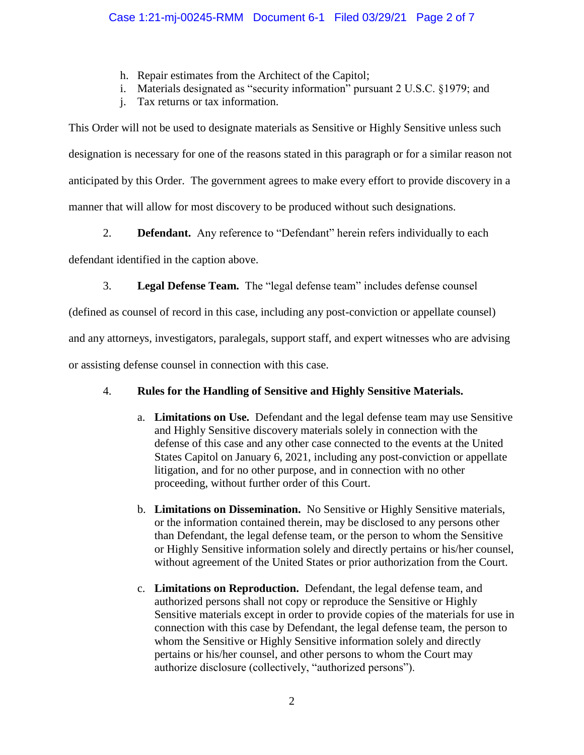h. Repair estimates from the Architect of the Capitol;
i. Materials designated as "security information" pursuant 2 U.S.C. §1979; and
j. Tax returns or tax information.

This Order will not be used to designate materials as Sensitive or Highly Sensitive unless such designation is necessary for one of the reasons stated in this paragraph or for a similar reason not anticipated by this Order. The government agrees to make every effort to provide discovery in a manner that will allow for most discovery to be produced without such designations.

2. **Defendant.** Any reference to "Defendant" herein refers individually to each defendant identified in the caption above.

3. **Legal Defense Team.** The "legal defense team" includes defense counsel (defined as counsel of record in this case, including any post-conviction or appellate counsel) and any attorneys, investigators, paralegals, support staff, and expert witnesses who are advising or assisting defense counsel in connection with this case.

4. **Rules for the Handling of Sensitive and Highly Sensitive Materials.**

   a. **Limitations on Use.** Defendant and the legal defense team may use Sensitive and Highly Sensitive discovery materials solely in connection with the defense of this case and any other case connected to the events at the United States Capitol on January 6, 2021, including any post-conviction or appellate litigation, and for no other purpose, and in connection with no other proceeding, without further order of this Court.

   b. **Limitations on Dissemination.** No Sensitive or Highly Sensitive materials, or the information contained therein, may be disclosed to any persons other than Defendant, the legal defense team, or the person to whom the Sensitive or Highly Sensitive information solely and directly pertains or his/her counsel, without agreement of the United States or prior authorization from the Court.

   c. **Limitations on Reproduction.** Defendant, the legal defense team, and authorized persons shall not copy or reproduce the Sensitive or Highly Sensitive materials except in order to provide copies of the materials for use in connection with this case by Defendant, the legal defense team, the person to whom the Sensitive or Highly Sensitive information solely and directly pertains or his/her counsel, and other persons to whom the Court may authorize disclosure (collectively, "authorized persons").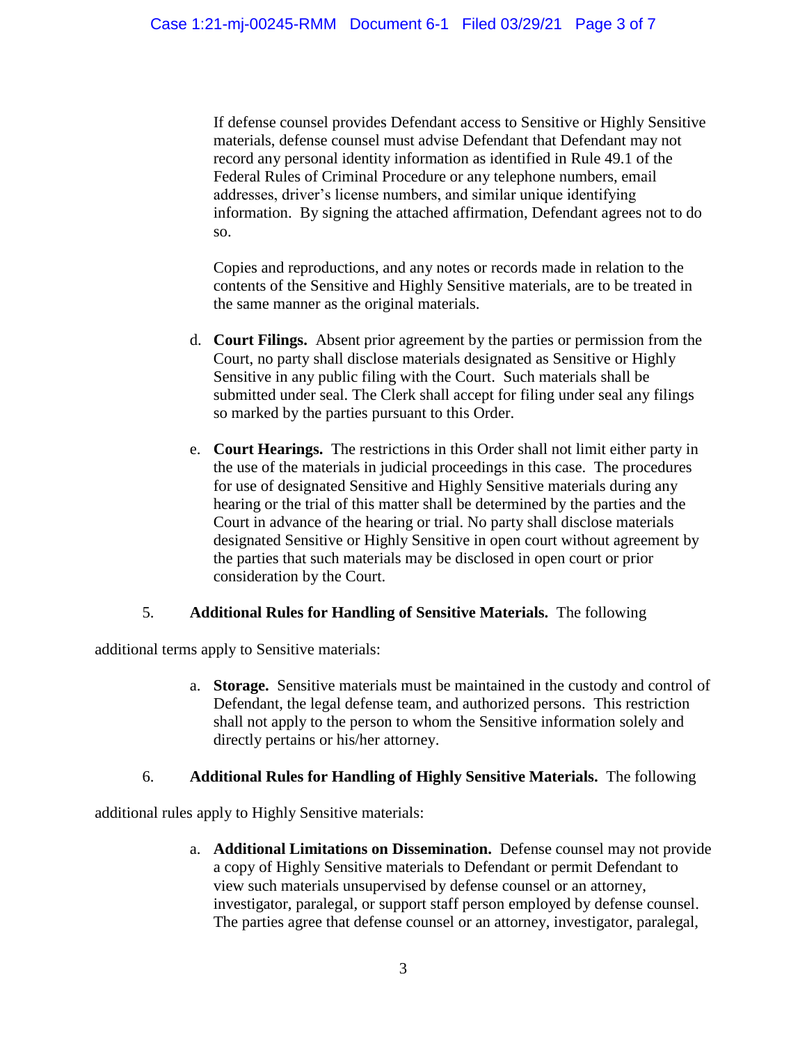If defense counsel provides Defendant access to Sensitive or Highly Sensitive materials, defense counsel must advise Defendant that Defendant may not record any personal identity information as identified in Rule 49.1 of the Federal Rules of Criminal Procedure or any telephone numbers, email addresses, driver's license numbers, and similar unique identifying information. By signing the attached affirmation, Defendant agrees not to do so.

Copies and reproductions, and any notes or records made in relation to the contents of the Sensitive and Highly Sensitive materials, are to be treated in the same manner as the original materials.

d. **Court Filings.** Absent prior agreement by the parties or permission from the Court, no party shall disclose materials designated as Sensitive or Highly Sensitive in any public filing with the Court. Such materials shall be submitted under seal. The Clerk shall accept for filing under seal any filings so marked by the parties pursuant to this Order.

e. **Court Hearings.** The restrictions in this Order shall not limit either party in the use of the materials in judicial proceedings in this case. The procedures for use of designated Sensitive and Highly Sensitive materials during any hearing or the trial of this matter shall be determined by the parties and the Court in advance of the hearing or trial. No party shall disclose materials designated Sensitive or Highly Sensitive in open court without agreement by the parties that such materials may be disclosed in open court or prior consideration by the Court.

5. **Additional Rules for Handling of Sensitive Materials.** The following additional terms apply to Sensitive materials:

a. **Storage.** Sensitive materials must be maintained in the custody and control of Defendant, the legal defense team, and authorized persons. This restriction shall not apply to the person to whom the Sensitive information solely and directly pertains or his/her attorney.

6. **Additional Rules for Handling of Highly Sensitive Materials.** The following additional rules apply to Highly Sensitive materials:

a. **Additional Limitations on Dissemination.** Defense counsel may not provide a copy of Highly Sensitive materials to Defendant or permit Defendant to view such materials unsupervised by defense counsel or an attorney, investigator, paralegal, or support staff person employed by defense counsel. The parties agree that defense counsel or an attorney, investigator, paralegal,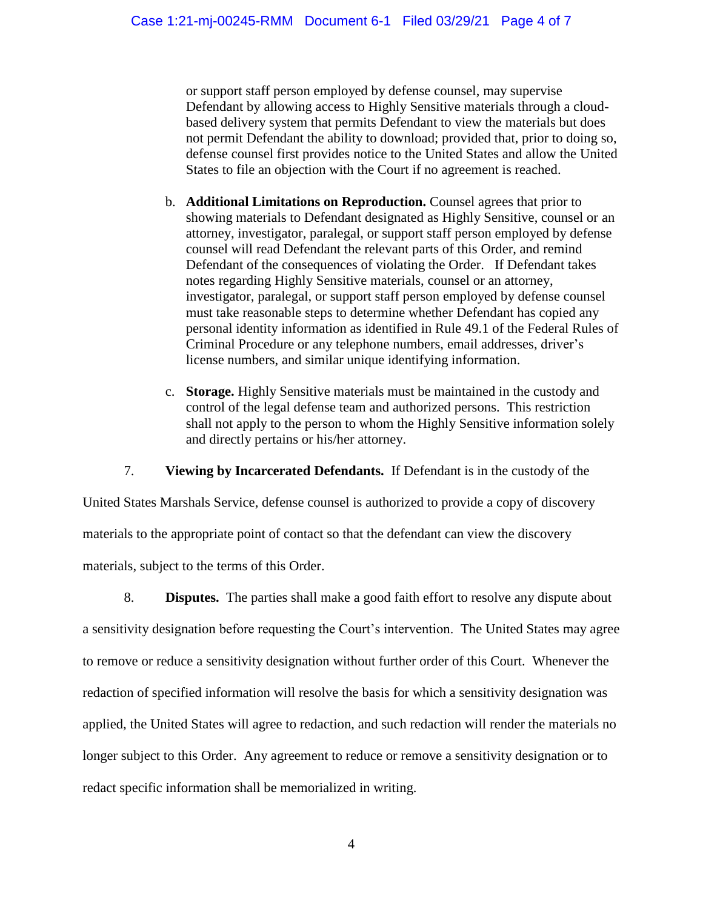or support staff person employed by defense counsel, may supervise Defendant by allowing access to Highly Sensitive materials through a cloud-based delivery system that permits Defendant to view the materials but does not permit Defendant the ability to download; provided that, prior to doing so, defense counsel first provides notice to the United States and allow the United States to file an objection with the Court if no agreement is reached.

b. **Additional Limitations on Reproduction.** Counsel agrees that prior to showing materials to Defendant designated as Highly Sensitive, counsel or an attorney, investigator, paralegal, or support staff person employed by defense counsel will read Defendant the relevant parts of this Order, and remind Defendant of the consequences of violating the Order. If Defendant takes notes regarding Highly Sensitive materials, counsel or an attorney, investigator, paralegal, or support staff person employed by defense counsel must take reasonable steps to determine whether Defendant has copied any personal identity information as identified in Rule 49.1 of the Federal Rules of Criminal Procedure or any telephone numbers, email addresses, driver's license numbers, and similar unique identifying information.

c. **Storage.** Highly Sensitive materials must be maintained in the custody and control of the legal defense team and authorized persons. This restriction shall not apply to the person to whom the Highly Sensitive information solely and directly pertains or his/her attorney.

7. **Viewing by Incarcerated Defendants.** If Defendant is in the custody of the United States Marshals Service, defense counsel is authorized to provide a copy of discovery materials to the appropriate point of contact so that the defendant can view the discovery materials, subject to the terms of this Order.

8. **Disputes.** The parties shall make a good faith effort to resolve any dispute about a sensitivity designation before requesting the Court's intervention. The United States may agree to remove or reduce a sensitivity designation without further order of this Court. Whenever the redaction of specified information will resolve the basis for which a sensitivity designation was applied, the United States will agree to redaction, and such redaction will render the materials no longer subject to this Order. Any agreement to reduce or remove a sensitivity designation or to redact specific information shall be memorialized in writing.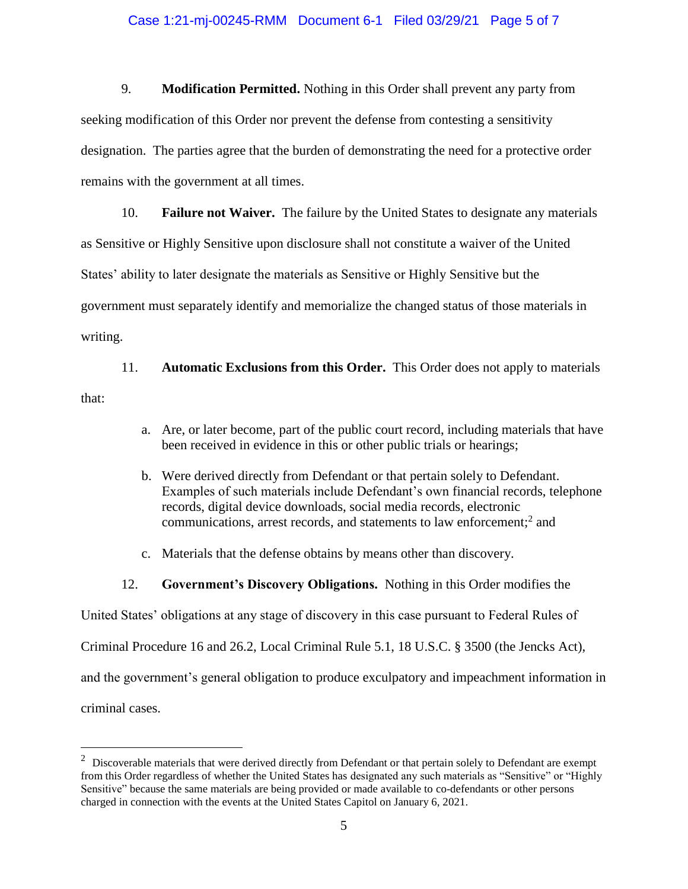9. **Modification Permitted.** Nothing in this Order shall prevent any party from seeking modification of this Order nor prevent the defense from contesting a sensitivity designation. The parties agree that the burden of demonstrating the need for a protective order remains with the government at all times.

10. **Failure not Waiver.** The failure by the United States to designate any materials as Sensitive or Highly Sensitive upon disclosure shall not constitute a waiver of the United States' ability to later designate the materials as Sensitive or Highly Sensitive but the government must separately identify and memorialize the changed status of those materials in writing.

11. **Automatic Exclusions from this Order.** This Order does not apply to materials that:

   a. Are, or later become, part of the public court record, including materials that have been received in evidence in this or other public trials or hearings;

   b. Were derived directly from Defendant or that pertain solely to Defendant. Examples of such materials include Defendant's own financial records, telephone records, digital device downloads, social media records, electronic communications, arrest records, and statements to law enforcement;[2] and

   c. Materials that the defense obtains by means other than discovery.

12. **Government's Discovery Obligations.** Nothing in this Order modifies the United States' obligations at any stage of discovery in this case pursuant to Federal Rules of Criminal Procedure 16 and 26.2, Local Criminal Rule 5.1, 18 U.S.C. § 3500 (the Jencks Act), and the government's general obligation to produce exculpatory and impeachment information in criminal cases.

---

[2] Discoverable materials that were derived directly from Defendant or that pertain solely to Defendant are exempt from this Order regardless of whether the United States has designated any such materials as "Sensitive" or "Highly Sensitive" because the same materials are being provided or made available to co-defendants or other persons charged in connection with the events at the United States Capitol on January 6, 2021.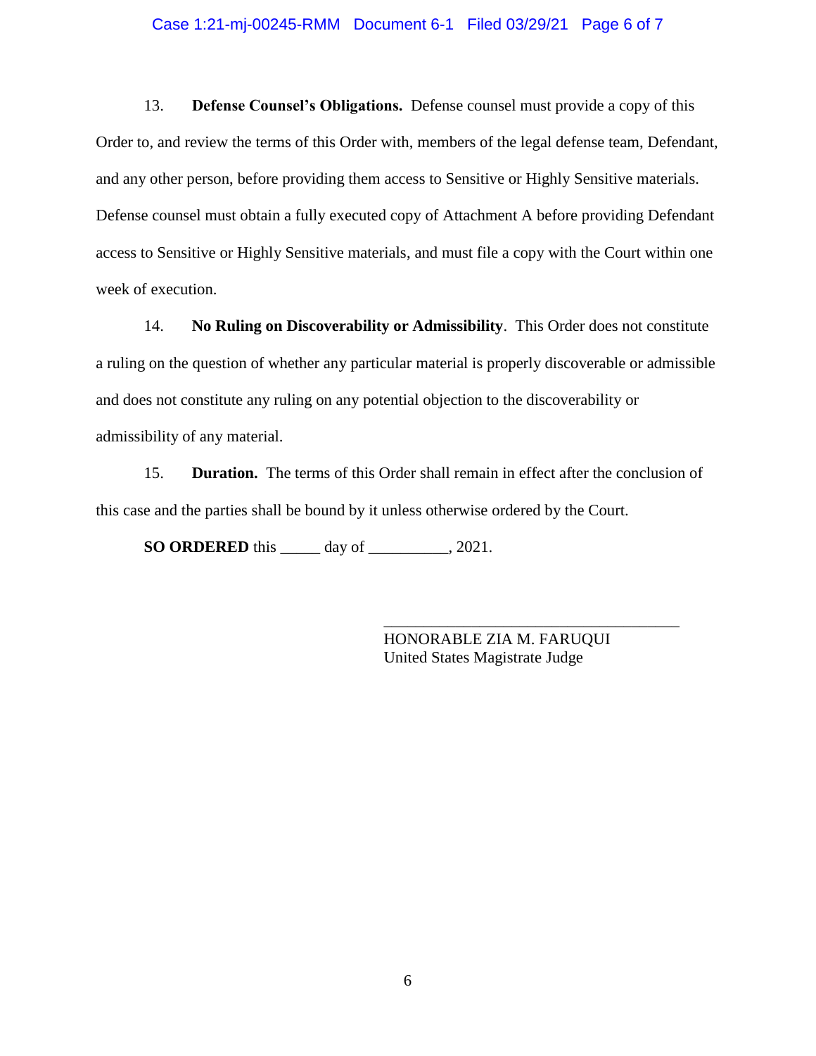13. **Defense Counsel's Obligations.** Defense counsel must provide a copy of this Order to, and review the terms of this Order with, members of the legal defense team, Defendant, and any other person, before providing them access to Sensitive or Highly Sensitive materials. Defense counsel must obtain a fully executed copy of Attachment A before providing Defendant access to Sensitive or Highly Sensitive materials, and must file a copy with the Court within one week of execution.

14. **No Ruling on Discoverability or Admissibility**. This Order does not constitute a ruling on the question of whether any particular material is properly discoverable or admissible and does not constitute any ruling on any potential objection to the discoverability or admissibility of any material.

15. **Duration.** The terms of this Order shall remain in effect after the conclusion of this case and the parties shall be bound by it unless otherwise ordered by the Court.

**SO ORDERED** this _____ day of __________, 2021.

_____________________________________
HONORABLE ZIA M. FARUQUI
United States Magistrate Judge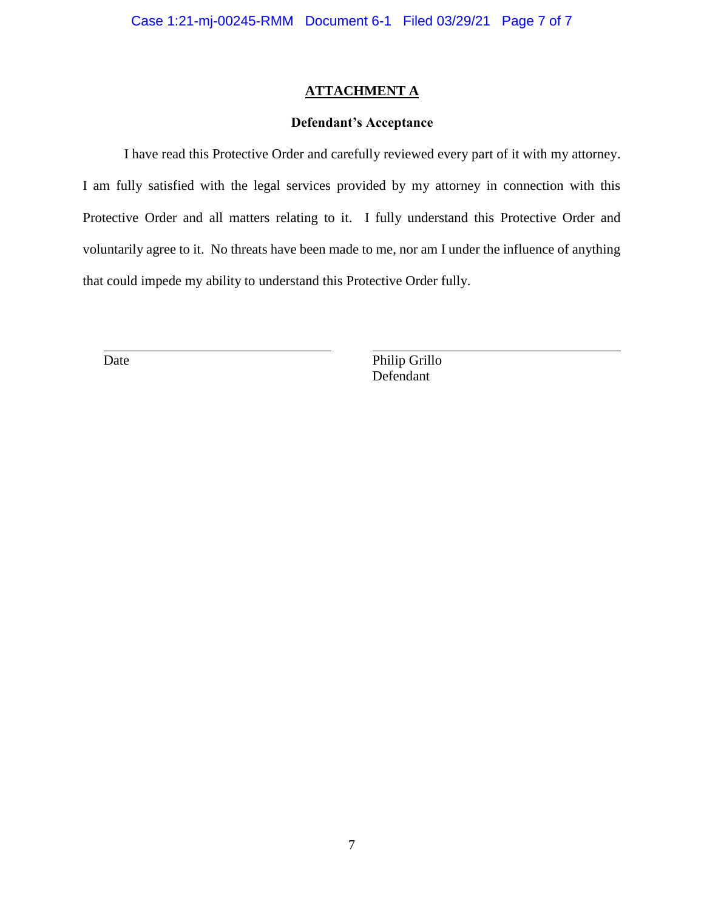# ATTACHMENT A

## Defendant's Acceptance

I have read this Protective Order and carefully reviewed every part of it with my attorney. I am fully satisfied with the legal services provided by my attorney in connection with this Protective Order and all matters relating to it. I fully understand this Protective Order and voluntarily agree to it. No threats have been made to me, nor am I under the influence of anything that could impede my ability to understand this Protective Order fully.

\_\_\_\_\_\_\_\_\_\_\_\_\_\_\_\_\_\_\_\_\_\_\_\_\_\_\_\_\_\_
Date

\_\_\_\_\_\_\_\_\_\_\_\_\_\_\_\_\_\_\_\_\_\_\_\_\_\_\_\_\_\_
Philip Grillo
Defendant